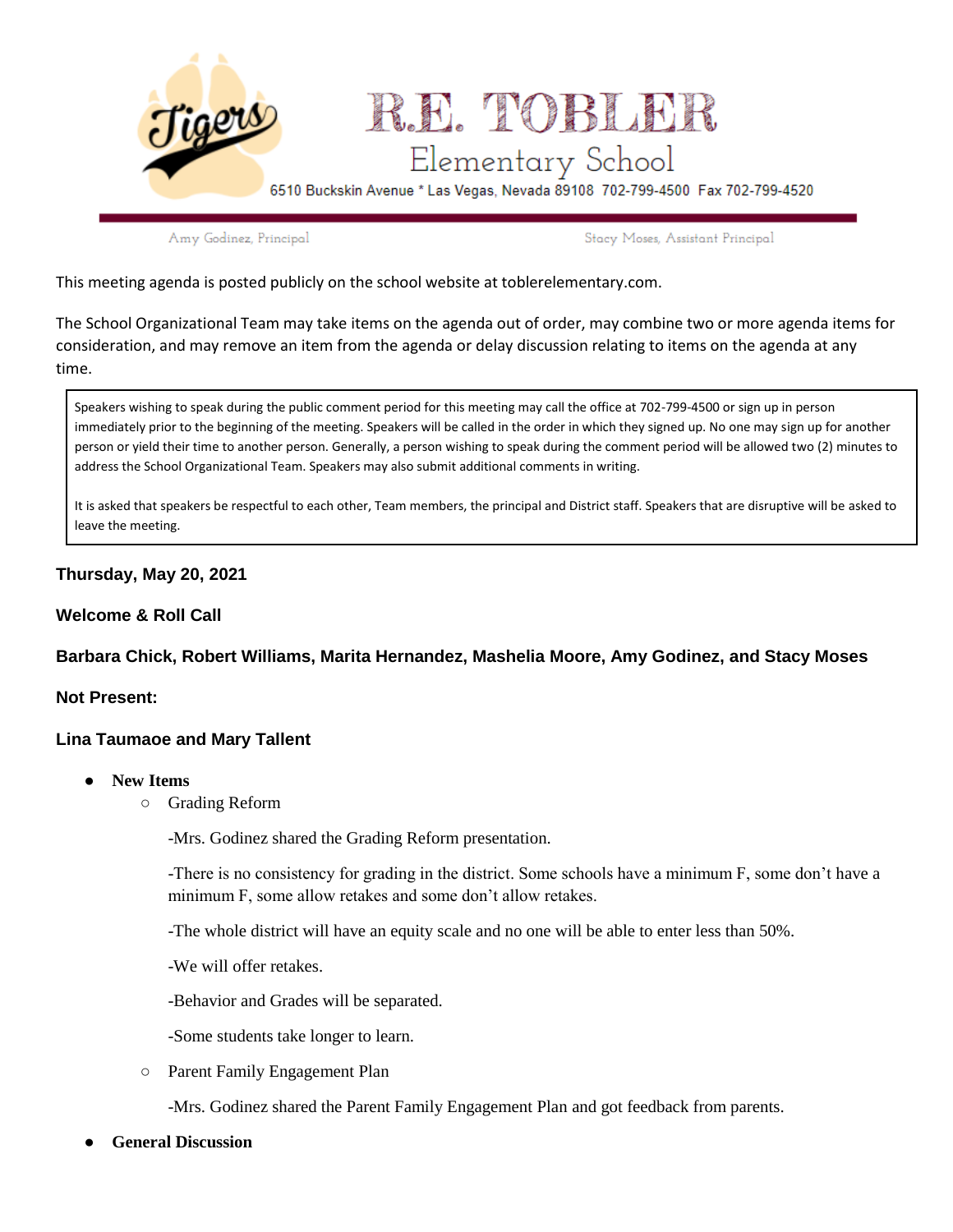# R.E. TOBLER

## Elementary School

6510 Buckskin Avenue * Las Vegas, Nevada 89108 702-799-4500 Fax 702-799-4520

Amy Godinez, Principal | Stacy Moses, Assistant Principal

This meeting agenda is posted publicly on the school website at toblerelementary.com.

The School Organizational Team may take items on the agenda out of order, may combine two or more agenda items for consideration, and may remove an item from the agenda or delay discussion relating to items on the agenda at any time.

> Speakers wishing to speak during the public comment period for this meeting may call the office at 702-799-4500 or sign up in person immediately prior to the beginning of the meeting. Speakers will be called in the order in which they signed up. No one may sign up for another person or yield their time to another person. Generally, a person wishing to speak during the comment period will be allowed two (2) minutes to address the School Organizational Team. Speakers may also submit additional comments in writing.
>
> It is asked that speakers be respectful to each other, Team members, the principal and District staff. Speakers that are disruptive will be asked to leave the meeting.

**Thursday, May 20, 2021**

**Welcome & Roll Call**

**Barbara Chick, Robert Williams, Marita Hernandez, Mashelia Moore, Amy Godinez, and Stacy Moses**

**Not Present:**

**Lina Taumaoe and Mary Tallent**

- **New Items**
  - Grading Reform

    -Mrs. Godinez shared the Grading Reform presentation.

    -There is no consistency for grading in the district. Some schools have a minimum F, some don't have a minimum F, some allow retakes and some don't allow retakes.

    -The whole district will have an equity scale and no one will be able to enter less than 50%.

    -We will offer retakes.

    -Behavior and Grades will be separated.

    -Some students take longer to learn.
  - Parent Family Engagement Plan

    -Mrs. Godinez shared the Parent Family Engagement Plan and got feedback from parents.
- **General Discussion**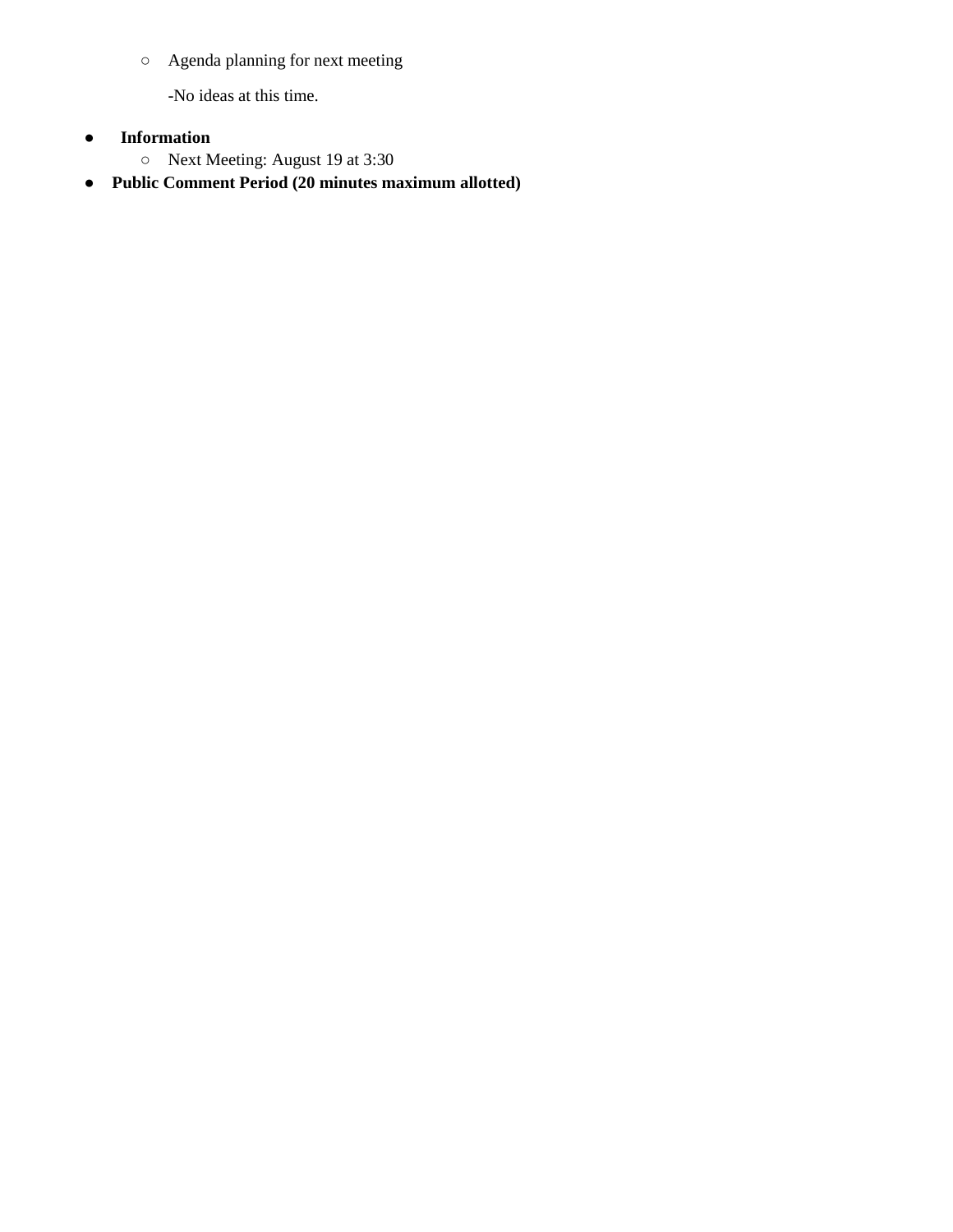- Agenda planning for next meeting

    -No ideas at this time.

- **Information**
  - Next Meeting: August 19 at 3:30
- **Public Comment Period (20 minutes maximum allotted)**